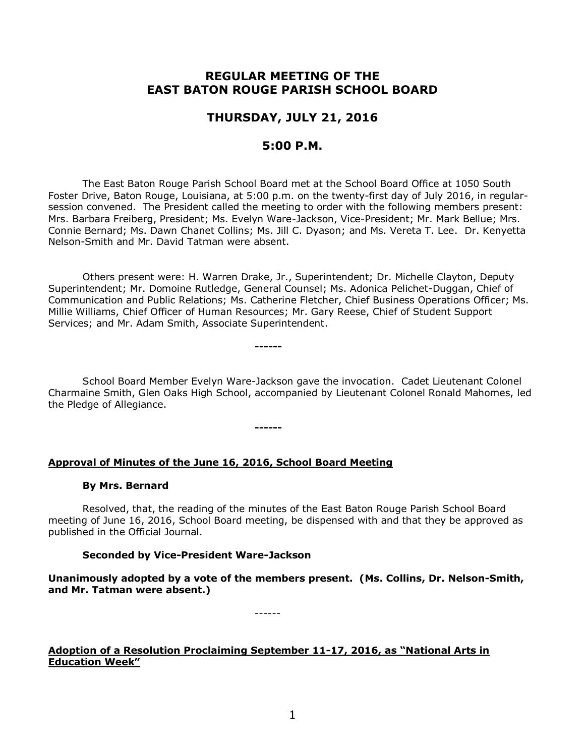# REGULAR MEETING OF THE EAST BATON ROUGE PARISH SCHOOL BOARD

## THURSDAY, JULY 21, 2016

## 5:00 P.M.

The East Baton Rouge Parish School Board met at the School Board Office at 1050 South Foster Drive, Baton Rouge, Louisiana, at 5:00 p.m. on the twenty-first day of July 2016, in regular-session convened. The President called the meeting to order with the following members present: Mrs. Barbara Freiberg, President; Ms. Evelyn Ware-Jackson, Vice-President; Mr. Mark Bellue; Mrs. Connie Bernard; Ms. Dawn Chanet Collins; Ms. Jill C. Dyason; and Ms. Vereta T. Lee. Dr. Kenyetta Nelson-Smith and Mr. David Tatman were absent.

Others present were: H. Warren Drake, Jr., Superintendent; Dr. Michelle Clayton, Deputy Superintendent; Mr. Domoine Rutledge, General Counsel; Ms. Adonica Pelichet-Duggan, Chief of Communication and Public Relations; Ms. Catherine Fletcher, Chief Business Operations Officer; Ms. Millie Williams, Chief Officer of Human Resources; Mr. Gary Reese, Chief of Student Support Services; and Mr. Adam Smith, Associate Superintendent.

------

School Board Member Evelyn Ware-Jackson gave the invocation. Cadet Lieutenant Colonel Charmaine Smith, Glen Oaks High School, accompanied by Lieutenant Colonel Ronald Mahomes, led the Pledge of Allegiance.

------

**Approval of Minutes of the June 16, 2016, School Board Meeting**

**By Mrs. Bernard**

Resolved, that, the reading of the minutes of the East Baton Rouge Parish School Board meeting of June 16, 2016, School Board meeting, be dispensed with and that they be approved as published in the Official Journal.

**Seconded by Vice-President Ware-Jackson**

**Unanimously adopted by a vote of the members present. (Ms. Collins, Dr. Nelson-Smith, and Mr. Tatman were absent.)**

------

**Adoption of a Resolution Proclaiming September 11-17, 2016, as "National Arts in Education Week"**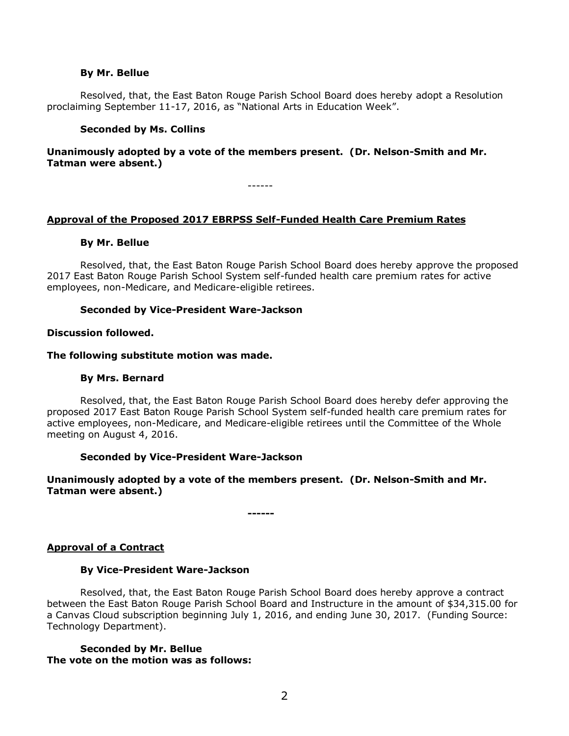**By Mr. Bellue**

Resolved, that, the East Baton Rouge Parish School Board does hereby adopt a Resolution proclaiming September 11-17, 2016, as "National Arts in Education Week".

**Seconded by Ms. Collins**

**Unanimously adopted by a vote of the members present. (Dr. Nelson-Smith and Mr. Tatman were absent.)**

------

**Approval of the Proposed 2017 EBRPSS Self-Funded Health Care Premium Rates**

**By Mr. Bellue**

Resolved, that, the East Baton Rouge Parish School Board does hereby approve the proposed 2017 East Baton Rouge Parish School System self-funded health care premium rates for active employees, non-Medicare, and Medicare-eligible retirees.

**Seconded by Vice-President Ware-Jackson**

**Discussion followed.**

**The following substitute motion was made.**

**By Mrs. Bernard**

Resolved, that, the East Baton Rouge Parish School Board does hereby defer approving the proposed 2017 East Baton Rouge Parish School System self-funded health care premium rates for active employees, non-Medicare, and Medicare-eligible retirees until the Committee of the Whole meeting on August 4, 2016.

**Seconded by Vice-President Ware-Jackson**

**Unanimously adopted by a vote of the members present. (Dr. Nelson-Smith and Mr. Tatman were absent.)**

**------**

**Approval of a Contract**

**By Vice-President Ware-Jackson**

Resolved, that, the East Baton Rouge Parish School Board does hereby approve a contract between the East Baton Rouge Parish School Board and Instructure in the amount of $34,315.00 for a Canvas Cloud subscription beginning July 1, 2016, and ending June 30, 2017. (Funding Source: Technology Department).

**Seconded by Mr. Bellue**
**The vote on the motion was as follows:**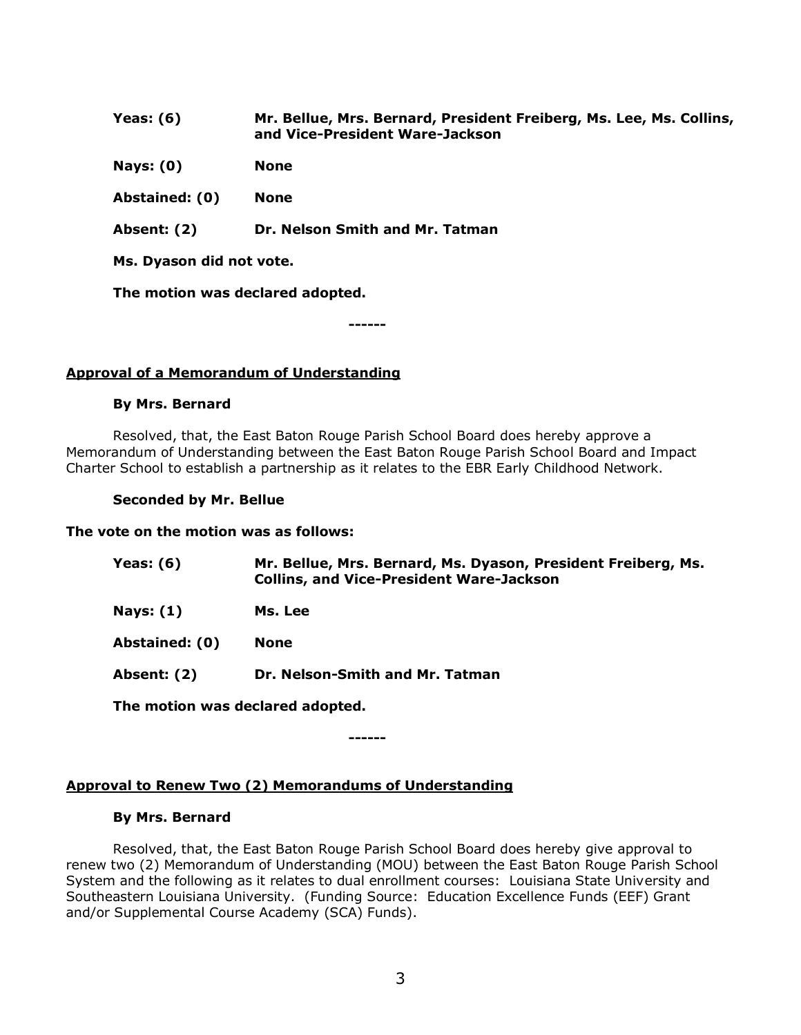**Yeas: (6)** **Mr. Bellue, Mrs. Bernard, President Freiberg, Ms. Lee, Ms. Collins, and Vice-President Ware-Jackson**

**Nays: (0)** **None**

**Abstained: (0)** **None**

**Absent: (2)** **Dr. Nelson Smith and Mr. Tatman**

**Ms. Dyason did not vote.**

**The motion was declared adopted.**

**------**

**Approval of a Memorandum of Understanding**

**By Mrs. Bernard**

Resolved, that, the East Baton Rouge Parish School Board does hereby approve a Memorandum of Understanding between the East Baton Rouge Parish School Board and Impact Charter School to establish a partnership as it relates to the EBR Early Childhood Network.

**Seconded by Mr. Bellue**

**The vote on the motion was as follows:**

**Yeas: (6)** **Mr. Bellue, Mrs. Bernard, Ms. Dyason, President Freiberg, Ms. Collins, and Vice-President Ware-Jackson**

**Nays: (1)** **Ms. Lee**

**Abstained: (0)** **None**

**Absent: (2)** **Dr. Nelson-Smith and Mr. Tatman**

**The motion was declared adopted.**

**------**

**Approval to Renew Two (2) Memorandums of Understanding**

**By Mrs. Bernard**

Resolved, that, the East Baton Rouge Parish School Board does hereby give approval to renew two (2) Memorandum of Understanding (MOU) between the East Baton Rouge Parish School System and the following as it relates to dual enrollment courses: Louisiana State University and Southeastern Louisiana University. (Funding Source: Education Excellence Funds (EEF) Grant and/or Supplemental Course Academy (SCA) Funds).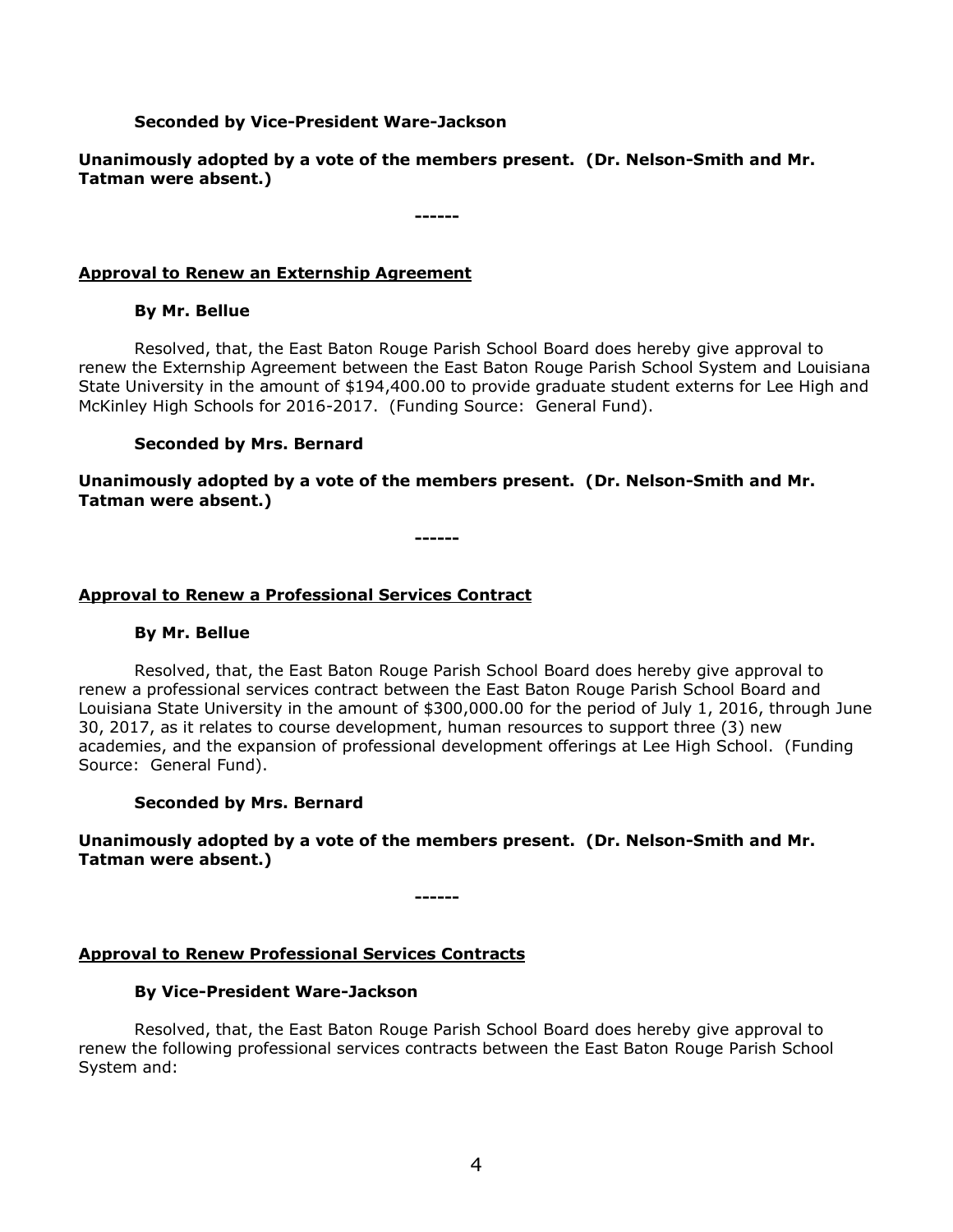**Seconded by Vice-President Ware-Jackson**

**Unanimously adopted by a vote of the members present. (Dr. Nelson-Smith and Mr. Tatman were absent.)**

**------**

**Approval to Renew an Externship Agreement**

**By Mr. Bellue**

Resolved, that, the East Baton Rouge Parish School Board does hereby give approval to renew the Externship Agreement between the East Baton Rouge Parish School System and Louisiana State University in the amount of $194,400.00 to provide graduate student externs for Lee High and McKinley High Schools for 2016-2017. (Funding Source: General Fund).

**Seconded by Mrs. Bernard**

**Unanimously adopted by a vote of the members present. (Dr. Nelson-Smith and Mr. Tatman were absent.)**

**------**

**Approval to Renew a Professional Services Contract**

**By Mr. Bellue**

Resolved, that, the East Baton Rouge Parish School Board does hereby give approval to renew a professional services contract between the East Baton Rouge Parish School Board and Louisiana State University in the amount of $300,000.00 for the period of July 1, 2016, through June 30, 2017, as it relates to course development, human resources to support three (3) new academies, and the expansion of professional development offerings at Lee High School. (Funding Source: General Fund).

**Seconded by Mrs. Bernard**

**Unanimously adopted by a vote of the members present. (Dr. Nelson-Smith and Mr. Tatman were absent.)**

**------**

**Approval to Renew Professional Services Contracts**

**By Vice-President Ware-Jackson**

Resolved, that, the East Baton Rouge Parish School Board does hereby give approval to renew the following professional services contracts between the East Baton Rouge Parish School System and: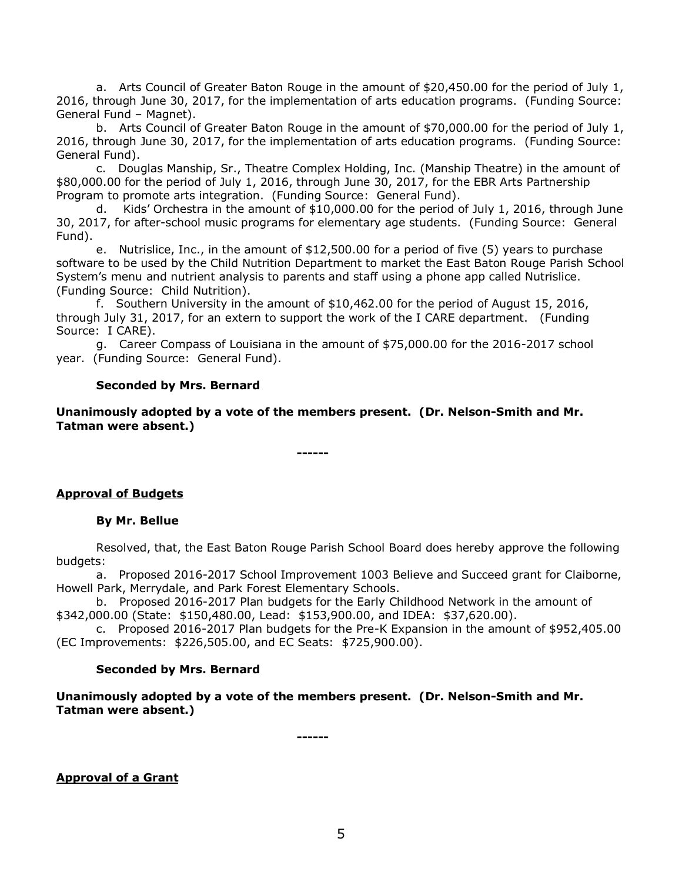a. Arts Council of Greater Baton Rouge in the amount of $20,450.00 for the period of July 1, 2016, through June 30, 2017, for the implementation of arts education programs. (Funding Source: General Fund – Magnet).

b. Arts Council of Greater Baton Rouge in the amount of $70,000.00 for the period of July 1, 2016, through June 30, 2017, for the implementation of arts education programs. (Funding Source: General Fund).

c. Douglas Manship, Sr., Theatre Complex Holding, Inc. (Manship Theatre) in the amount of $80,000.00 for the period of July 1, 2016, through June 30, 2017, for the EBR Arts Partnership Program to promote arts integration. (Funding Source: General Fund).

d. Kids' Orchestra in the amount of $10,000.00 for the period of July 1, 2016, through June 30, 2017, for after-school music programs for elementary age students. (Funding Source: General Fund).

e. Nutrislice, Inc., in the amount of $12,500.00 for a period of five (5) years to purchase software to be used by the Child Nutrition Department to market the East Baton Rouge Parish School System's menu and nutrient analysis to parents and staff using a phone app called Nutrislice. (Funding Source: Child Nutrition).

f. Southern University in the amount of $10,462.00 for the period of August 15, 2016, through July 31, 2017, for an extern to support the work of the I CARE department. (Funding Source: I CARE).

g. Career Compass of Louisiana in the amount of $75,000.00 for the 2016-2017 school year. (Funding Source: General Fund).

**Seconded by Mrs. Bernard**

**Unanimously adopted by a vote of the members present. (Dr. Nelson-Smith and Mr. Tatman were absent.)**

**------**

**Approval of Budgets**

**By Mr. Bellue**

Resolved, that, the East Baton Rouge Parish School Board does hereby approve the following budgets:

a. Proposed 2016-2017 School Improvement 1003 Believe and Succeed grant for Claiborne, Howell Park, Merrydale, and Park Forest Elementary Schools.

b. Proposed 2016-2017 Plan budgets for the Early Childhood Network in the amount of $342,000.00 (State: $150,480.00, Lead: $153,900.00, and IDEA: $37,620.00).

c. Proposed 2016-2017 Plan budgets for the Pre-K Expansion in the amount of $952,405.00 (EC Improvements: $226,505.00, and EC Seats: $725,900.00).

**Seconded by Mrs. Bernard**

**Unanimously adopted by a vote of the members present. (Dr. Nelson-Smith and Mr. Tatman were absent.)**

**------**

**Approval of a Grant**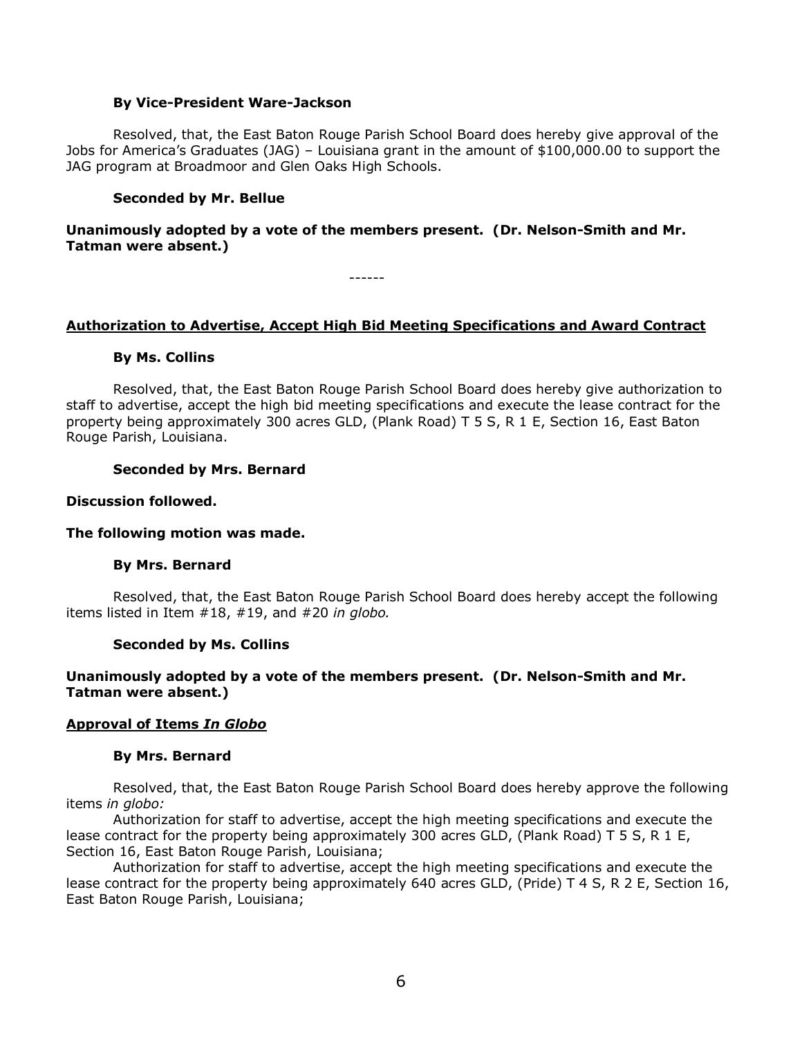**By Vice-President Ware-Jackson**

Resolved, that, the East Baton Rouge Parish School Board does hereby give approval of the Jobs for America's Graduates (JAG) – Louisiana grant in the amount of $100,000.00 to support the JAG program at Broadmoor and Glen Oaks High Schools.

**Seconded by Mr. Bellue**

**Unanimously adopted by a vote of the members present. (Dr. Nelson-Smith and Mr. Tatman were absent.)**

------

**Authorization to Advertise, Accept High Bid Meeting Specifications and Award Contract**

**By Ms. Collins**

Resolved, that, the East Baton Rouge Parish School Board does hereby give authorization to staff to advertise, accept the high bid meeting specifications and execute the lease contract for the property being approximately 300 acres GLD, (Plank Road) T 5 S, R 1 E, Section 16, East Baton Rouge Parish, Louisiana.

**Seconded by Mrs. Bernard**

**Discussion followed.**

**The following motion was made.**

**By Mrs. Bernard**

Resolved, that, the East Baton Rouge Parish School Board does hereby accept the following items listed in Item #18, #19, and #20 *in globo.*

**Seconded by Ms. Collins**

**Unanimously adopted by a vote of the members present. (Dr. Nelson-Smith and Mr. Tatman were absent.)**

**Approval of Items *In Globo***

**By Mrs. Bernard**

Resolved, that, the East Baton Rouge Parish School Board does hereby approve the following items *in globo:*

Authorization for staff to advertise, accept the high meeting specifications and execute the lease contract for the property being approximately 300 acres GLD, (Plank Road) T 5 S, R 1 E, Section 16, East Baton Rouge Parish, Louisiana;

Authorization for staff to advertise, accept the high meeting specifications and execute the lease contract for the property being approximately 640 acres GLD, (Pride) T 4 S, R 2 E, Section 16, East Baton Rouge Parish, Louisiana;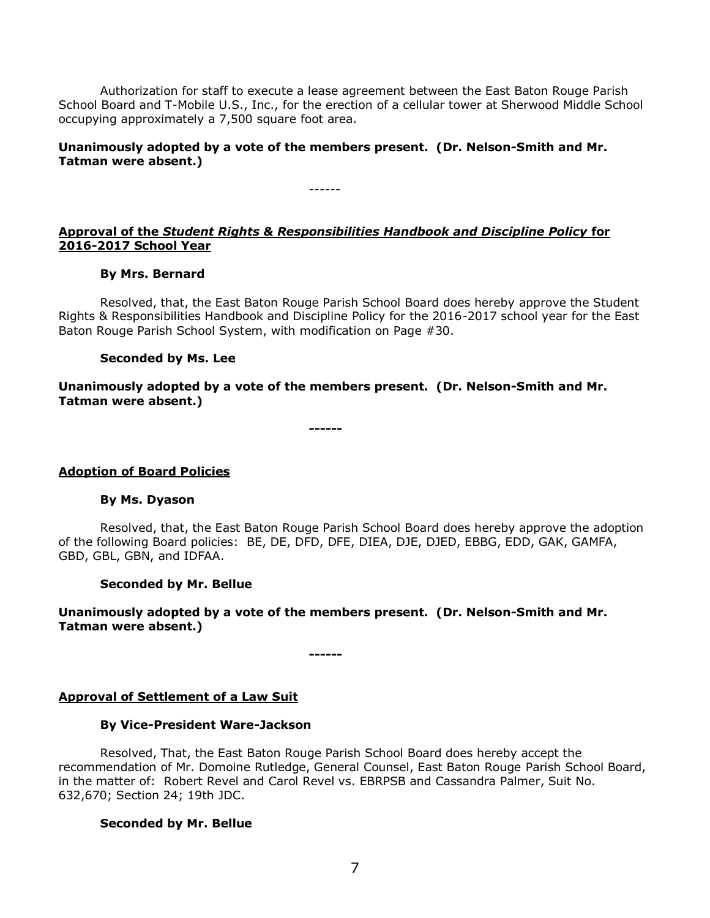Authorization for staff to execute a lease agreement between the East Baton Rouge Parish School Board and T-Mobile U.S., Inc., for the erection of a cellular tower at Sherwood Middle School occupying approximately a 7,500 square foot area.

**Unanimously adopted by a vote of the members present. (Dr. Nelson-Smith and Mr. Tatman were absent.)**

------

**Approval of the *Student Rights & Responsibilities Handbook and Discipline Policy* for 2016-2017 School Year**

**By Mrs. Bernard**

Resolved, that, the East Baton Rouge Parish School Board does hereby approve the Student Rights & Responsibilities Handbook and Discipline Policy for the 2016-2017 school year for the East Baton Rouge Parish School System, with modification on Page #30.

**Seconded by Ms. Lee**

**Unanimously adopted by a vote of the members present. (Dr. Nelson-Smith and Mr. Tatman were absent.)**

**------**

**Adoption of Board Policies**

**By Ms. Dyason**

Resolved, that, the East Baton Rouge Parish School Board does hereby approve the adoption of the following Board policies: BE, DE, DFD, DFE, DIEA, DJE, DJED, EBBG, EDD, GAK, GAMFA, GBD, GBL, GBN, and IDFAA.

**Seconded by Mr. Bellue**

**Unanimously adopted by a vote of the members present. (Dr. Nelson-Smith and Mr. Tatman were absent.)**

**------**

**Approval of Settlement of a Law Suit**

**By Vice-President Ware-Jackson**

Resolved, That, the East Baton Rouge Parish School Board does hereby accept the recommendation of Mr. Domoine Rutledge, General Counsel, East Baton Rouge Parish School Board, in the matter of: Robert Revel and Carol Revel vs. EBRPSB and Cassandra Palmer, Suit No. 632,670; Section 24; 19th JDC.

**Seconded by Mr. Bellue**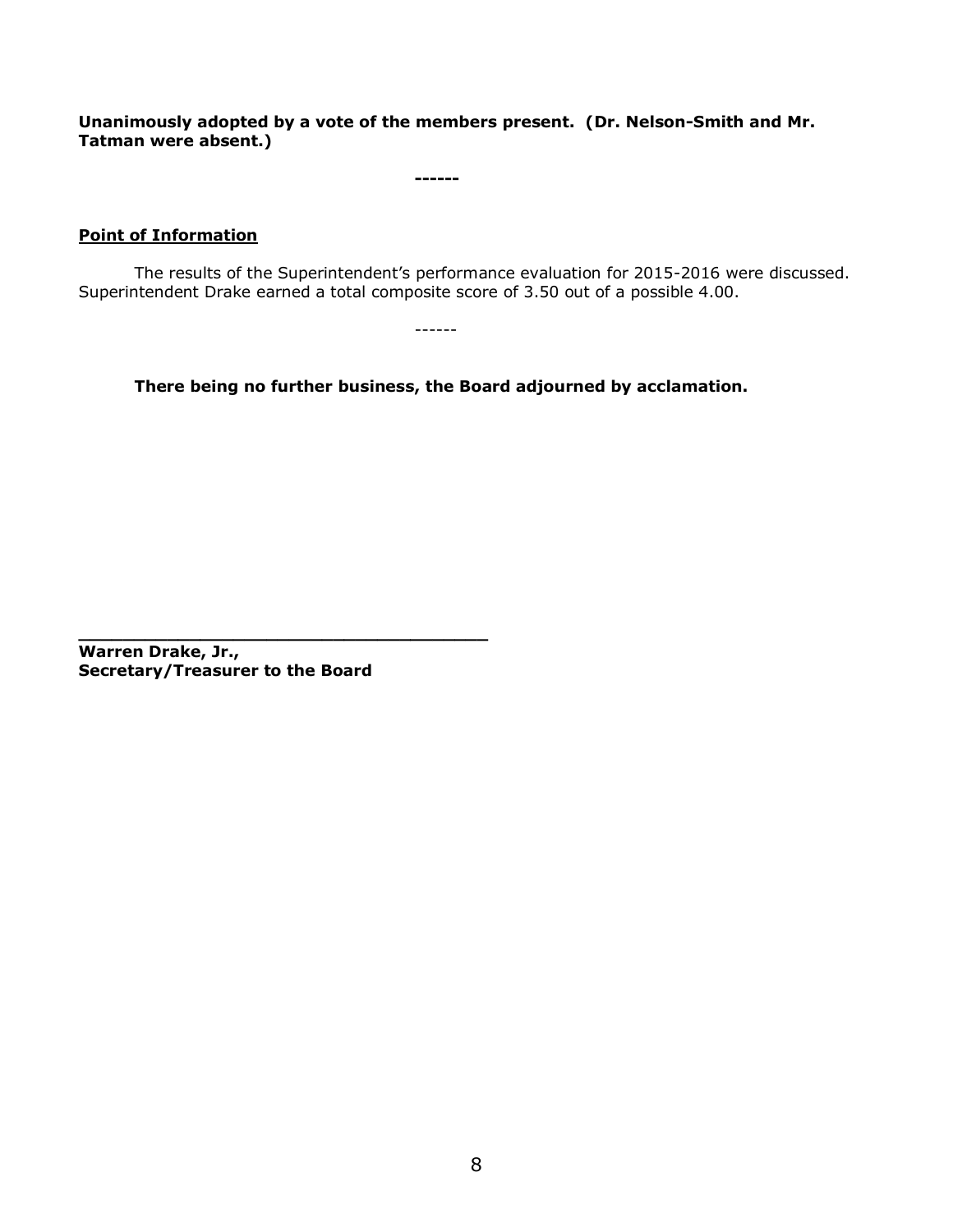**Unanimously adopted by a vote of the members present. (Dr. Nelson-Smith and Mr. Tatman were absent.)**

**------**

**<u>Point of Information</u>**

The results of the Superintendent's performance evaluation for 2015-2016 were discussed. Superintendent Drake earned a total composite score of 3.50 out of a possible 4.00.

------

**There being no further business, the Board adjourned by acclamation.**

**_______________________________________**
**Warren Drake, Jr.,**
**Secretary/Treasurer to the Board**